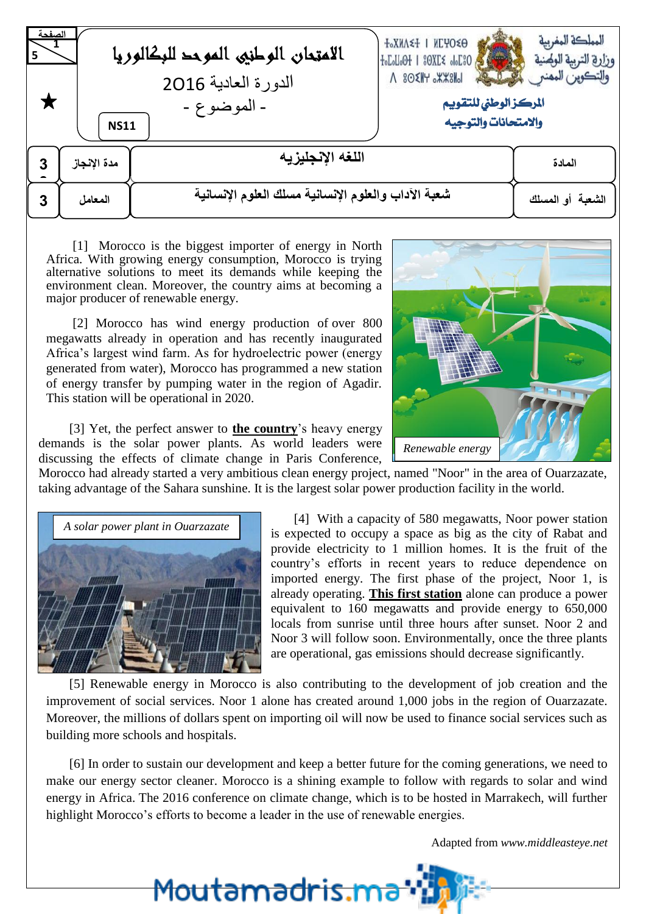المملكة المغربية
وزارة التربية الوطنية والتكوين المهني

المركز الوطني للتقويم والامتحانات والتوجيه

# الامتحان الوطني الموحد للبكالوريا

الدورة العادية 2016

- الموضوع -

NS11

| 3 | مدة الإنجاز | اللغة الإنجليزية | المادة |
|---|---|---|---|
| 3 | المعامل | شعبة الآداب والعلوم الإنسانية مسلك العلوم الإنسانية | الشعبة أو المسلك |

[1] Morocco is the biggest importer of energy in North Africa. With growing energy consumption, Morocco is trying alternative solutions to meet its demands while keeping the environment clean. Moreover, the country aims at becoming a major producer of renewable energy.

[2] Morocco has wind energy production of over 800 megawatts already in operation and has recently inaugurated Africa's largest wind farm. As for hydroelectric power (energy generated from water), Morocco has programmed a new station of energy transfer by pumping water in the region of Agadir. This station will be operational in 2020.

*Renewable energy*

[3] Yet, the perfect answer to **<u>the country</u>**'s heavy energy demands is the solar power plants. As world leaders were discussing the effects of climate change in Paris Conference, Morocco had already started a very ambitious clean energy project, named "Noor" in the area of Ouarzazate, taking advantage of the Sahara sunshine. It is the largest solar power production facility in the world.

*A solar power plant in Ouarzazate*

[4] With a capacity of 580 megawatts, Noor power station is expected to occupy a space as big as the city of Rabat and provide electricity to 1 million homes. It is the fruit of the country's efforts in recent years to reduce dependence on imported energy. The first phase of the project, Noor 1, is already operating. **<u>This first station</u>** alone can produce a power equivalent to 160 megawatts and provide energy to 650,000 locals from sunrise until three hours after sunset. Noor 2 and Noor 3 will follow soon. Environmentally, once the three plants are operational, gas emissions should decrease significantly.

[5] Renewable energy in Morocco is also contributing to the development of job creation and the improvement of social services. Noor 1 alone has created around 1,000 jobs in the region of Ouarzazate. Moreover, the millions of dollars spent on importing oil will now be used to finance social services such as building more schools and hospitals.

[6] In order to sustain our development and keep a better future for the coming generations, we need to make our energy sector cleaner. Morocco is a shining example to follow with regards to solar and wind energy in Africa. The 2016 conference on climate change, which is to be hosted in Marrakech, will further highlight Morocco's efforts to become a leader in the use of renewable energies.

Adapted from *www.middleasteye.net*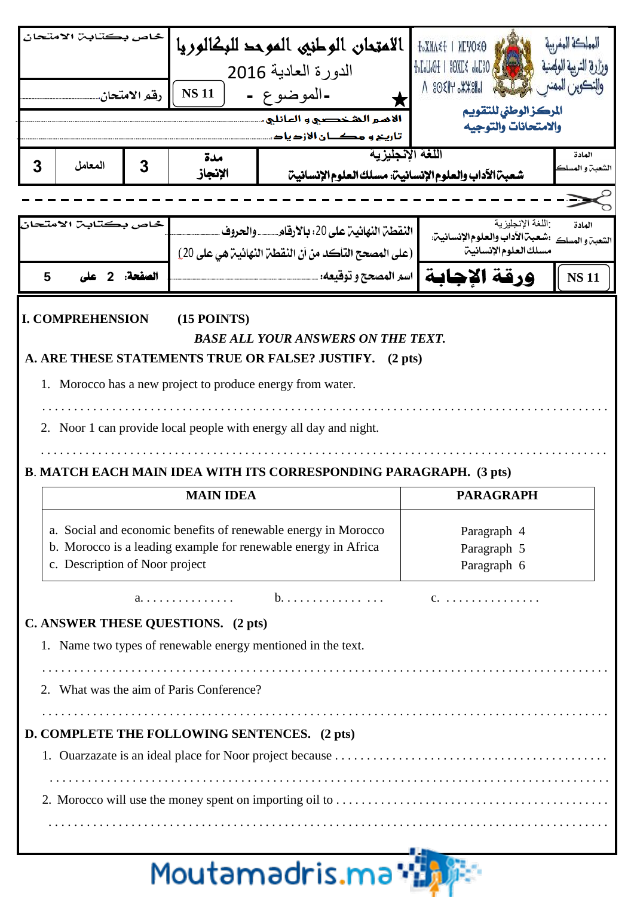| خاص بكتابة الامتحان | الامتحان الوطني الموحد للبكالوريا<br>الدورة العادية 2016<br>NS 11 - الموضوع - | المملكة المغربية<br>وزارة التربية الوطنية والتكوين المهني<br>المركز الوطني للتقويم والامتحانات والتوجيه |
|---|---|---|
| رقم الامتحان.................... | الاسم الشخصي و العائلي ......<br>تاريخ و مكان الازدياد ...... | |

| 3 | المعامل | 3 | مدة الإنجاز | اللغة الإنجليزية<br>شعبة الآداب والعلوم الإنسانية: مسلك العلوم الإنسانية | المادة<br>الشعبة و المسلك |
|---|---|---|---|---|---|

- - - - - - - - - - - - - - - - - - - - - - - - - - - - - - - - - - - - - - - - - - - - -

| خاص بكتابة الامتحان | النقطة النهائية على 20: بالأرقام............ والحروف ..................<br>(على المصحح التأكد من أن النقطة النهائية هي على 20) | المادة: اللغة الإنجليزية<br>الشعبة و المسلك: شعبة الآداب والعلوم الإنسانية: مسلك العلوم الإنسانية |
|---|---|---|
| الصفحة: 2 على 5 | اسم المصحح و توقيعه: .................. | ورقة الإجابة — NS 11 |

**I. COMPREHENSION (15 POINTS)**

***BASE ALL YOUR ANSWERS ON THE TEXT.***

**A. ARE THESE STATEMENTS TRUE OR FALSE? JUSTIFY. (2 pts)**

1. Morocco has a new project to produce energy from water.

. . . . . . . . . . . . . . . . . . . . . . . . . . . . . . . . . . . . . . . . . . . . . . . . . . . . . . . . . . . . . . . . .

2. Noor 1 can provide local people with energy all day and night.

. . . . . . . . . . . . . . . . . . . . . . . . . . . . . . . . . . . . . . . . . . . . . . . . . . . . . . . . . . . . . . . . .

**B. MATCH EACH MAIN IDEA WITH ITS CORRESPONDING PARAGRAPH. (3 pts)**

| MAIN IDEA | PARAGRAPH |
|---|---|
| a. Social and economic benefits of renewable energy in Morocco | Paragraph 4 |
| b. Morocco is a leading example for renewable energy in Africa | Paragraph 5 |
| c. Description of Noor project | Paragraph 6 |

a. . . . . . . . . . . . . . . b. . . . . . . . . . . . . . . . . c. . . . . . . . . . . . . . . .

**C. ANSWER THESE QUESTIONS. (2 pts)**

1. Name two types of renewable energy mentioned in the text.

. . . . . . . . . . . . . . . . . . . . . . . . . . . . . . . . . . . . . . . . . . . . . . . . . . . . . . . . . . . . . . . . .

2. What was the aim of Paris Conference?

. . . . . . . . . . . . . . . . . . . . . . . . . . . . . . . . . . . . . . . . . . . . . . . . . . . . . . . . . . . . . . . . .

**D. COMPLETE THE FOLLOWING SENTENCES. (2 pts)**

1. Ouarzazate is an ideal place for Noor project because . . . . . . . . . . . . . . . . . . . . . . . . . . . . . . . . . . . . . . . .

. . . . . . . . . . . . . . . . . . . . . . . . . . . . . . . . . . . . . . . . . . . . . . . . . . . . . . . . . . . . . . . . .

2. Morocco will use the money spent on importing oil to . . . . . . . . . . . . . . . . . . . . . . . . . . . . . . . . . . . . . . . .

. . . . . . . . . . . . . . . . . . . . . . . . . . . . . . . . . . . . . . . . . . . . . . . . . . . . . . . . . . . . . . . . .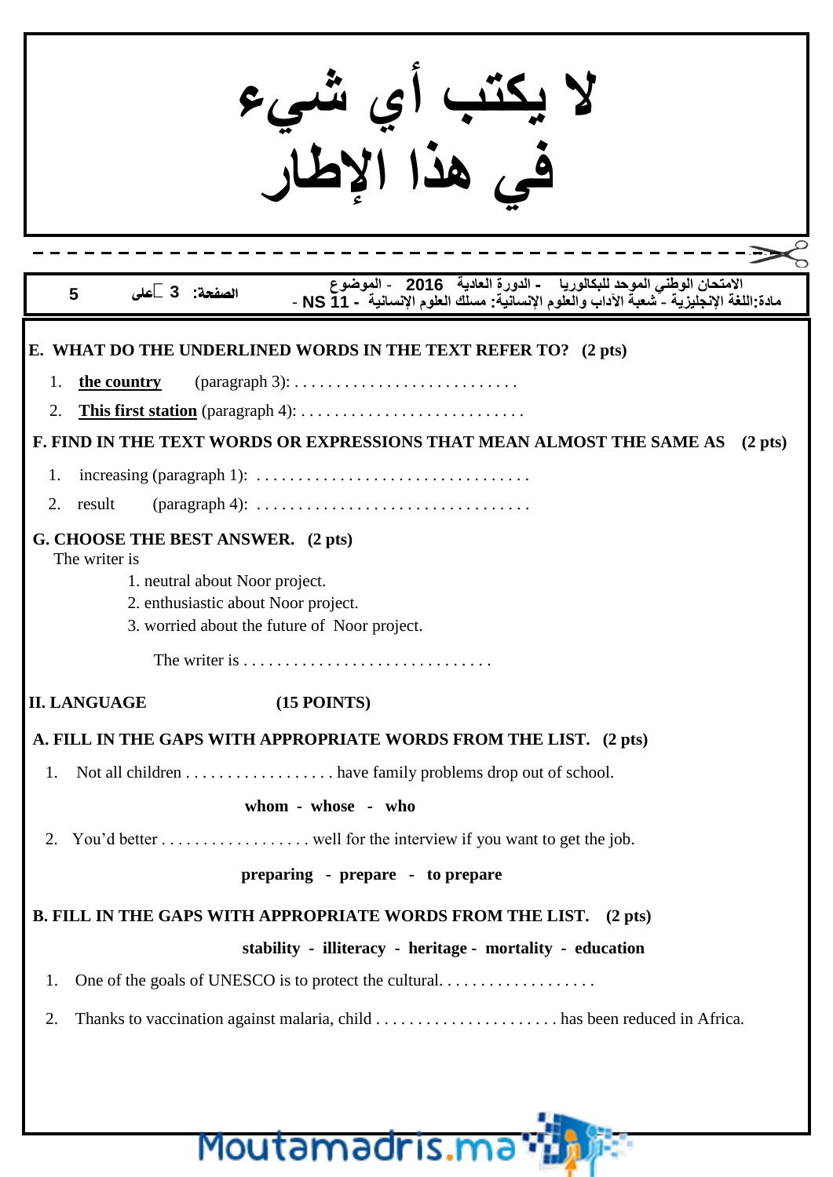لا يكتب أي شيء
في هذا الإطار

**E. WHAT DO THE UNDERLINED WORDS IN THE TEXT REFER TO? (2 pts)**

1. **the country** (paragraph 3): . . . . . . . . . . . . . . . . . . . . . . . . . . .
2. **This first station** (paragraph 4): . . . . . . . . . . . . . . . . . . . . . . . . . . .

**F. FIND IN THE TEXT WORDS OR EXPRESSIONS THAT MEAN ALMOST THE SAME AS (2 pts)**

1. increasing (paragraph 1): . . . . . . . . . . . . . . . . . . . . . . . . . . . . . . . . .
2. result (paragraph 4): . . . . . . . . . . . . . . . . . . . . . . . . . . . . . . . . .

**G. CHOOSE THE BEST ANSWER. (2 pts)**

The writer is

1. neutral about Noor project.
2. enthusiastic about Noor project.
3. worried about the future of Noor project.

The writer is . . . . . . . . . . . . . . . . . . . . . . . . . . . . . .

## II. LANGUAGE (15 POINTS)

**A. FILL IN THE GAPS WITH APPROPRIATE WORDS FROM THE LIST. (2 pts)**

1. Not all children . . . . . . . . . . . . . . . . . . have family problems drop out of school.

**whom - whose - who**

2. You'd better . . . . . . . . . . . . . . . . . . well for the interview if you want to get the job.

**preparing - prepare - to prepare**

**B. FILL IN THE GAPS WITH APPROPRIATE WORDS FROM THE LIST. (2 pts)**

**stability - illiteracy - heritage - mortality - education**

1. One of the goals of UNESCO is to protect the cultural. . . . . . . . . . . . . . . . . . .
2. Thanks to vaccination against malaria, child . . . . . . . . . . . . . . . . . . . . . . has been reduced in Africa.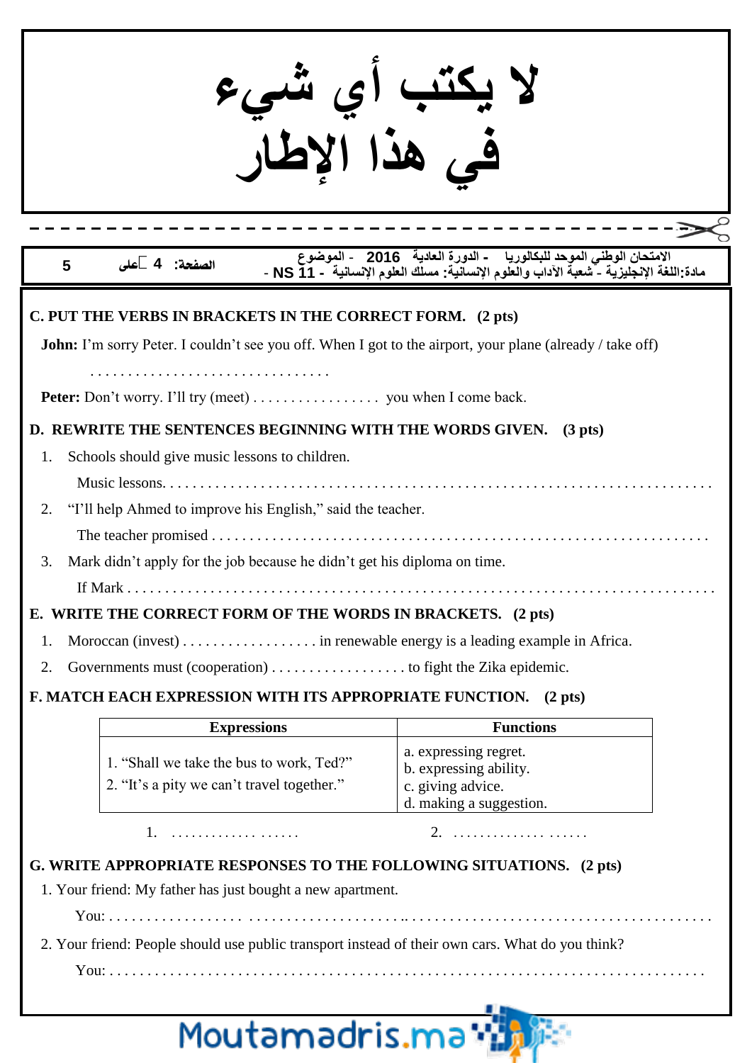لا يكتب أي شيء
في هذا الإطار

C. PUT THE VERBS IN BRACKETS IN THE CORRECT FORM. (2 pts)

**John:** I'm sorry Peter. I couldn't see you off. When I got to the airport, your plane (already / take off) . . . . . . . . . . . . . . . . . . . . . . . . . . . . . . . .

**Peter:** Don't worry. I'll try (meet) . . . . . . . . . . . . . . . . . you when I come back.

D. REWRITE THE SENTENCES BEGINNING WITH THE WORDS GIVEN. (3 pts)

1. Schools should give music lessons to children.

   Music lessons. . . . . . . . . . . . . . . . . . . . . . . . . . . . . . . . . . . . . . . . . . . . . . . . . . . . . . . . . . . . . . . . . . . . . . . . . .

2. "I'll help Ahmed to improve his English," said the teacher.

   The teacher promised . . . . . . . . . . . . . . . . . . . . . . . . . . . . . . . . . . . . . . . . . . . . . . . . . . . . . . . . . . . . . . . . . . . . .

3. Mark didn't apply for the job because he didn't get his diploma on time.

   If Mark . . . . . . . . . . . . . . . . . . . . . . . . . . . . . . . . . . . . . . . . . . . . . . . . . . . . . . . . . . . . . . . . . . . . . . . . . . . . . .

E. WRITE THE CORRECT FORM OF THE WORDS IN BRACKETS. (2 pts)

1. Moroccan (invest) . . . . . . . . . . . . . . . . . . in renewable energy is a leading example in Africa.
2. Governments must (cooperation) . . . . . . . . . . . . . . . . . . to fight the Zika epidemic.

F. MATCH EACH EXPRESSION WITH ITS APPROPRIATE FUNCTION. (2 pts)

| Expressions | Functions |
|---|---|
| 1. "Shall we take the bus to work, Ted?"<br>2. "It's a pity we can't travel together." | a. expressing regret.<br>b. expressing ability.<br>c. giving advice.<br>d. making a suggestion. |

1. . . . . . . . . . . . . . . . . . .     2. . . . . . . . . . . . . . . . . . .

G. WRITE APPROPRIATE RESPONSES TO THE FOLLOWING SITUATIONS. (2 pts)

1. Your friend: My father has just bought a new apartment.

   You: . . . . . . . . . . . . . . . . . . . . . . . . . . . . . . . . . . . . . . . . . . . . . . . . . . . . . . . . . . . . . . . . . . . . . . . . . . . .

2. Your friend: People should use public transport instead of their own cars. What do you think?

   You: . . . . . . . . . . . . . . . . . . . . . . . . . . . . . . . . . . . . . . . . . . . . . . . . . . . . . . . . . . . . . . . . . . . . . . . . . . . .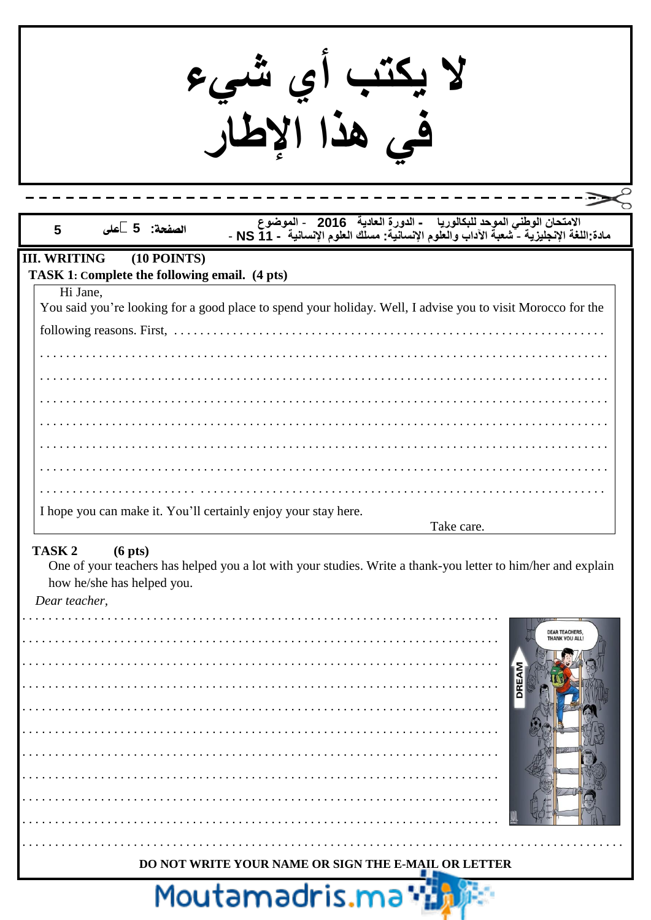# لا يكتب أي شيء في هذا الإطار

الامتحان الوطني الموحد للبكالوريا - الدورة العادية 2016 - الموضوع
مادة: اللغة الإنجليزية - شعبة الآداب والعلوم الإنسانية: مسلك العلوم الإنسانية - NS 11 -

## III. WRITING (10 POINTS)

**TASK 1: Complete the following email. (4 pts)**

Hi Jane,

You said you're looking for a good place to spend your holiday. Well, I advise you to visit Morocco for the following reasons. First, ..........................................................................

..........................................................................................

..........................................................................................

..........................................................................................

..........................................................................................

..........................................................................................

..........................................................................................

..........................................................................................

I hope you can make it. You'll certainly enjoy your stay here.

Take care.

**TASK 2 (6 pts)**

One of your teachers has helped you a lot with your studies. Write a thank-you letter to him/her and explain how he/she has helped you.

*Dear teacher,*

..........................................................................................

..........................................................................................

..........................................................................................

..........................................................................................

..........................................................................................

..........................................................................................

..........................................................................................

..........................................................................................

..........................................................................................

..........................................................................................

..........................................................................................

**DO NOT WRITE YOUR NAME OR SIGN THE E-MAIL OR LETTER**